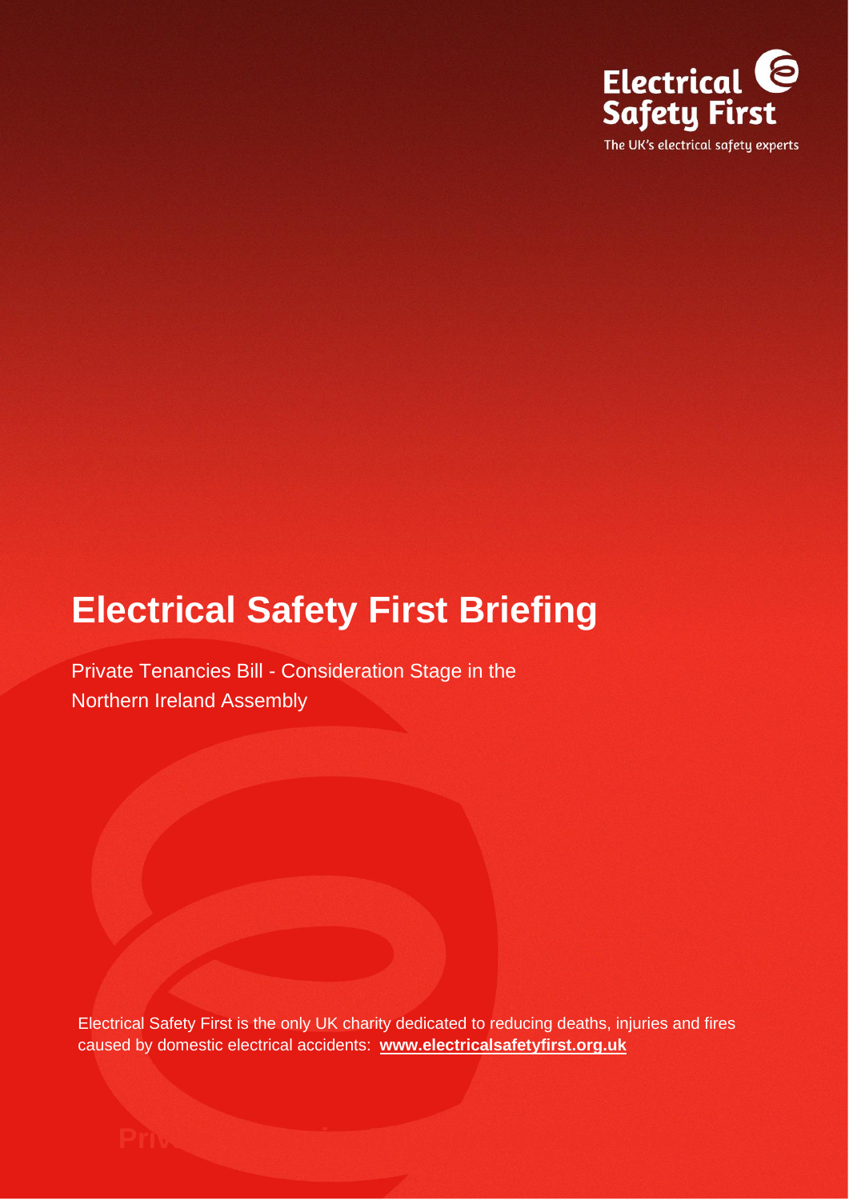Electrical Safety First

The UK's electrical safety experts

# Electrical Safety First Briefing

Private Tenancies Bill - Consideration Stage in the Northern Ireland Assembly

Electrical Safety First is the only UK charity dedicated to reducing deaths, injuries and fires caused by domestic electrical accidents: **www.electricalsafetyfirst.org.uk**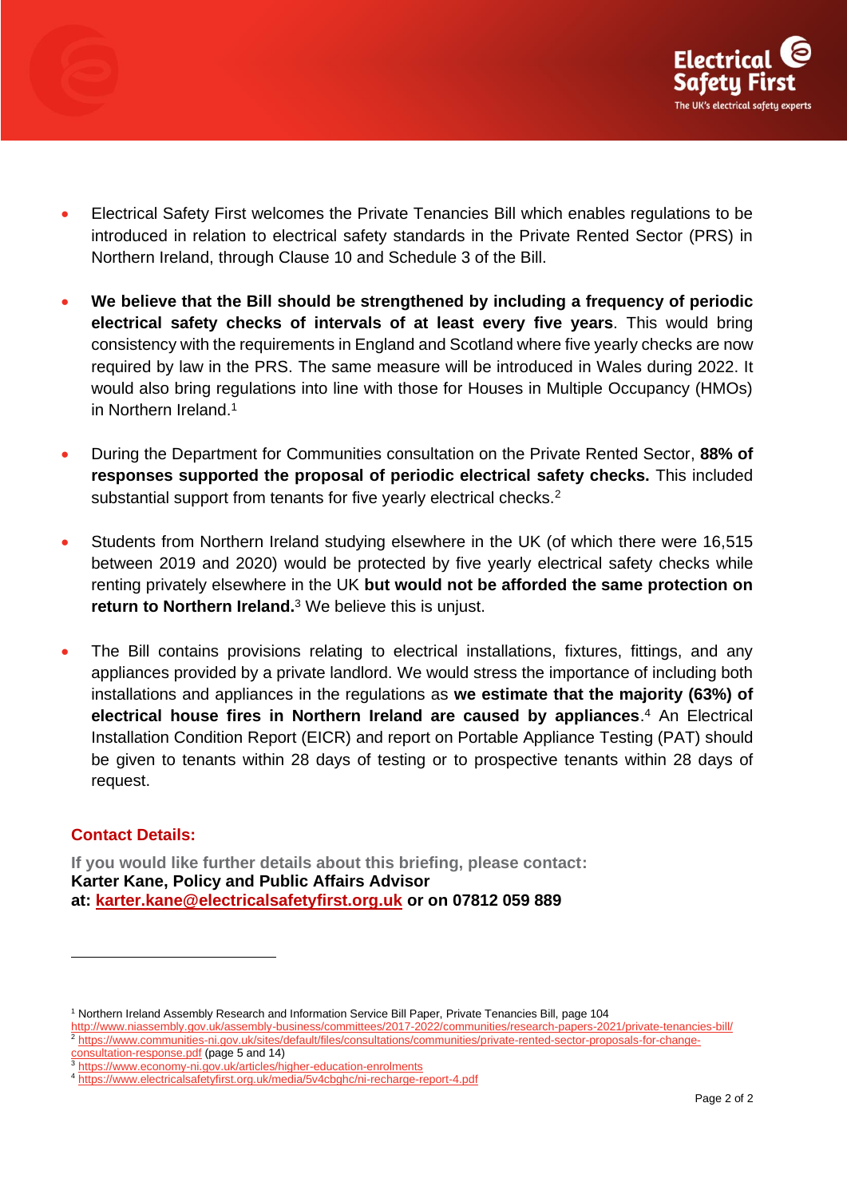- Electrical Safety First welcomes the Private Tenancies Bill which enables regulations to be introduced in relation to electrical safety standards in the Private Rented Sector (PRS) in Northern Ireland, through Clause 10 and Schedule 3 of the Bill.

- **We believe that the Bill should be strengthened by including a frequency of periodic electrical safety checks of intervals of at least every five years**. This would bring consistency with the requirements in England and Scotland where five yearly checks are now required by law in the PRS. The same measure will be introduced in Wales during 2022. It would also bring regulations into line with those for Houses in Multiple Occupancy (HMOs) in Northern Ireland.[1]

- During the Department for Communities consultation on the Private Rented Sector, **88% of responses supported the proposal of periodic electrical safety checks.** This included substantial support from tenants for five yearly electrical checks.[2]

- Students from Northern Ireland studying elsewhere in the UK (of which there were 16,515 between 2019 and 2020) would be protected by five yearly electrical safety checks while renting privately elsewhere in the UK **but would not be afforded the same protection on return to Northern Ireland.**[3] We believe this is unjust.

- The Bill contains provisions relating to electrical installations, fixtures, fittings, and any appliances provided by a private landlord. We would stress the importance of including both installations and appliances in the regulations as **we estimate that the majority (63%) of electrical house fires in Northern Ireland are caused by appliances**.[4] An Electrical Installation Condition Report (EICR) and report on Portable Appliance Testing (PAT) should be given to tenants within 28 days of testing or to prospective tenants within 28 days of request.

## Contact Details:

**If you would like further details about this briefing, please contact:**
**Karter Kane, Policy and Public Affairs Advisor**
**at: [karter.kane@electricalsafetyfirst.org.uk](mailto:karter.kane@electricalsafetyfirst.org.uk) or on 07812 059 889**

---

[1] Northern Ireland Assembly Research and Information Service Bill Paper, Private Tenancies Bill, page 104 http://www.niassembly.gov.uk/assembly-business/committees/2017-2022/communities/research-papers-2021/private-tenancies-bill/

[2] https://www.communities-ni.gov.uk/sites/default/files/consultations/communities/private-rented-sector-proposals-for-change-consultation-response.pdf (page 5 and 14)

[3] https://www.economy-ni.gov.uk/articles/higher-education-enrolments

[4] https://www.electricalsafetyfirst.org.uk/media/5v4cbghc/ni-recharge-report-4.pdf